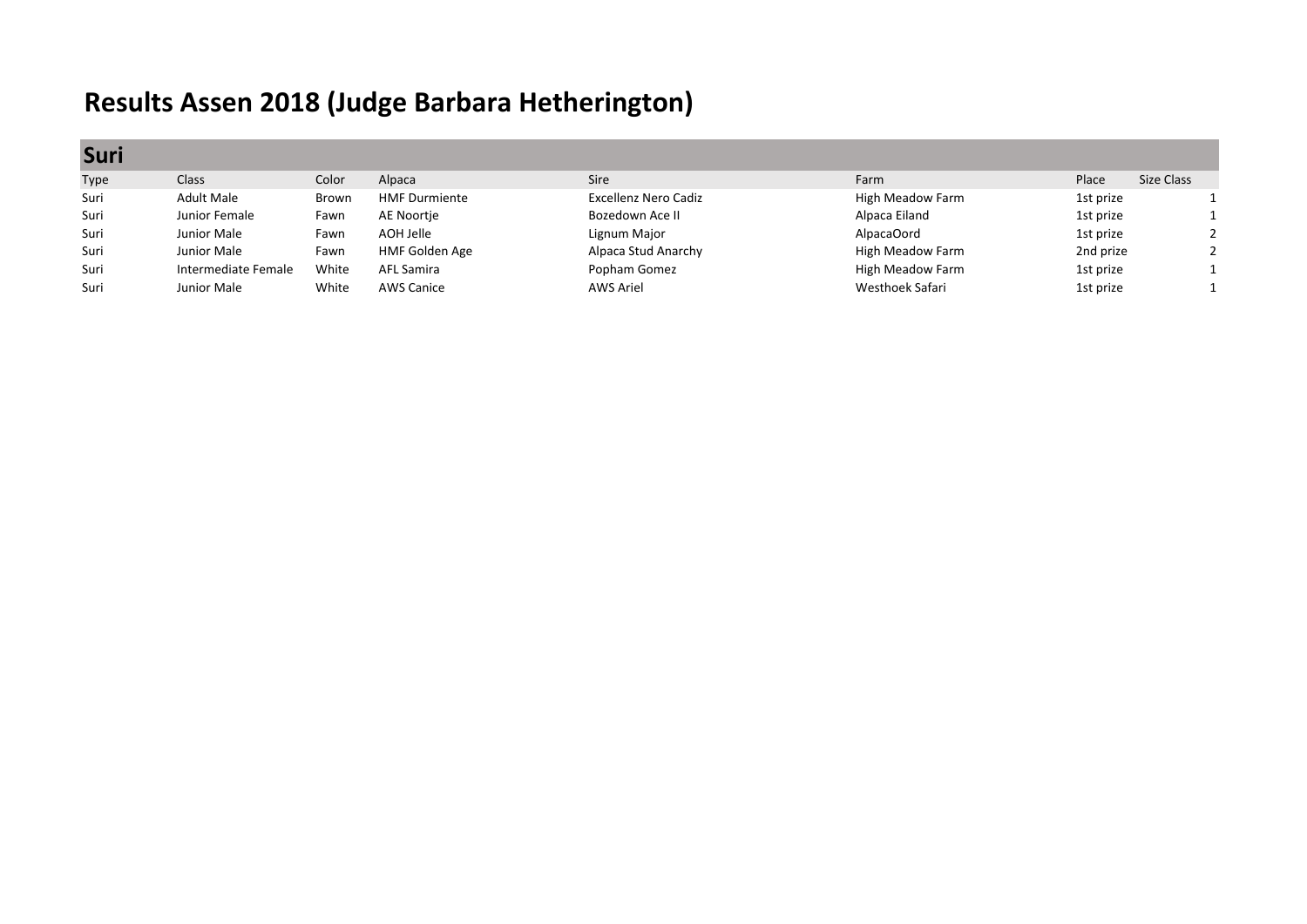# Results Assen 2018 (Judge Barbara Hetherington)

## Suri

| Type | Class | Color | Alpaca | Sire | Farm | Place | Size Class |
|---|---|---|---|---|---|---|---|
| Suri | Adult Male | Brown | HMF Durmiente | Excellenz Nero Cadiz | High Meadow Farm | 1st prize | 1 |
| Suri | Junior Female | Fawn | AE Noortje | Bozedown Ace II | Alpaca Eiland | 1st prize | 1 |
| Suri | Junior Male | Fawn | AOH Jelle | Lignum Major | AlpacaOord | 1st prize | 2 |
| Suri | Junior Male | Fawn | HMF Golden Age | Alpaca Stud Anarchy | High Meadow Farm | 2nd prize | 2 |
| Suri | Intermediate Female | White | AFL Samira | Popham Gomez | High Meadow Farm | 1st prize | 1 |
| Suri | Junior Male | White | AWS Canice | AWS Ariel | Westhoek Safari | 1st prize | 1 |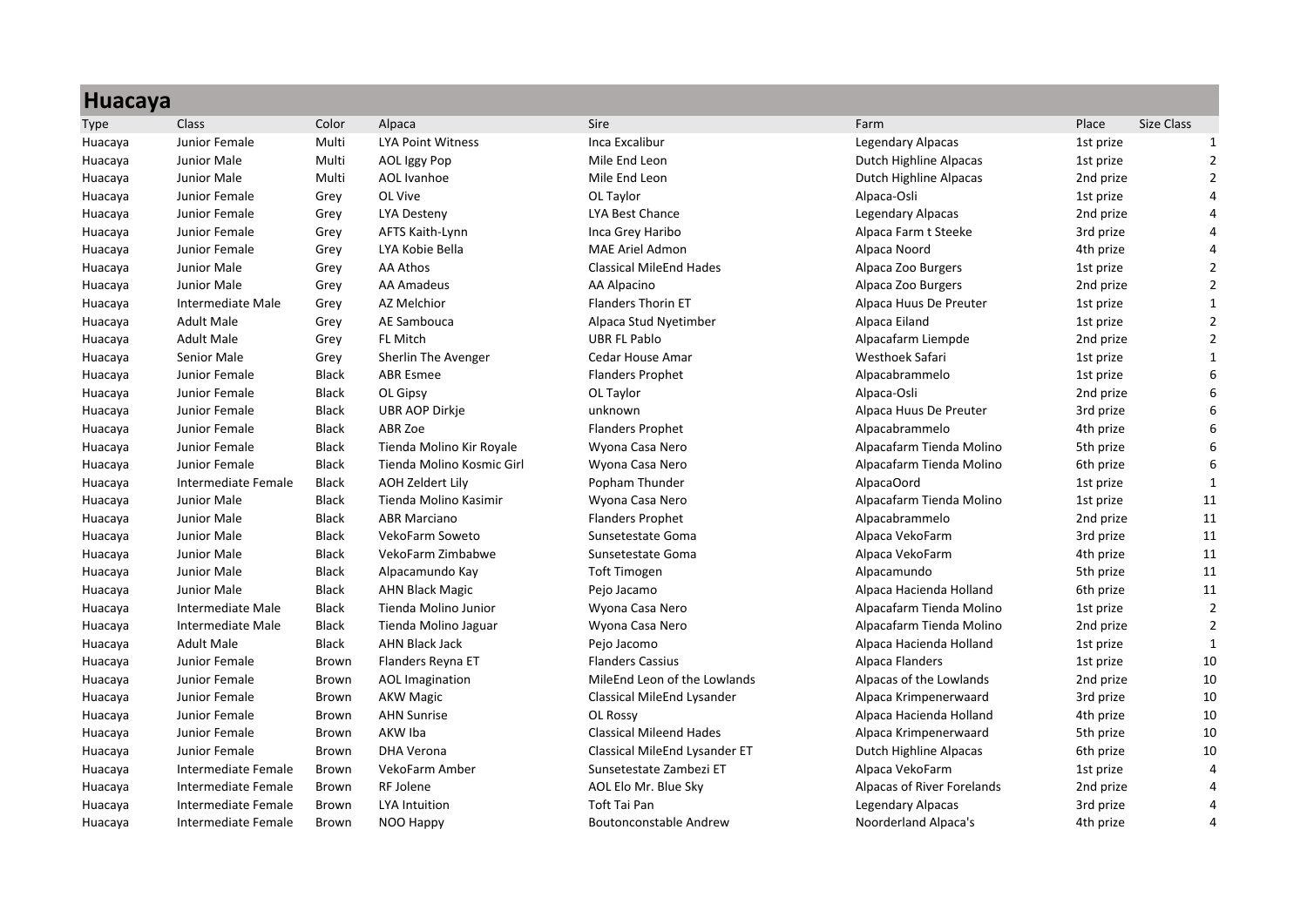# Huacaya

| Type | Class | Color | Alpaca | Sire | Farm | Place | Size Class |
|---|---|---|---|---|---|---|---|
| Huacaya | Junior Female | Multi | LYA Point Witness | Inca Excalibur | Legendary Alpacas | 1st prize | 1 |
| Huacaya | Junior Male | Multi | AOL Iggy Pop | Mile End Leon | Dutch Highline Alpacas | 1st prize | 2 |
| Huacaya | Junior Male | Multi | AOL Ivanhoe | Mile End Leon | Dutch Highline Alpacas | 2nd prize | 2 |
| Huacaya | Junior Female | Grey | OL Vive | OL Taylor | Alpaca-Osli | 1st prize | 4 |
| Huacaya | Junior Female | Grey | LYA Desteny | LYA Best Chance | Legendary Alpacas | 2nd prize | 4 |
| Huacaya | Junior Female | Grey | AFTS Kaith-Lynn | Inca Grey Haribo | Alpaca Farm t Steeke | 3rd prize | 4 |
| Huacaya | Junior Female | Grey | LYA Kobie Bella | MAE Ariel Admon | Alpaca Noord | 4th prize | 4 |
| Huacaya | Junior Male | Grey | AA Athos | Classical MileEnd Hades | Alpaca Zoo Burgers | 1st prize | 2 |
| Huacaya | Junior Male | Grey | AA Amadeus | AA Alpacino | Alpaca Zoo Burgers | 2nd prize | 2 |
| Huacaya | Intermediate Male | Grey | AZ Melchior | Flanders Thorin ET | Alpaca Huus De Preuter | 1st prize | 1 |
| Huacaya | Adult Male | Grey | AE Sambouca | Alpaca Stud Nyetimber | Alpaca Eiland | 1st prize | 2 |
| Huacaya | Adult Male | Grey | FL Mitch | UBR FL Pablo | Alpacafarm Liempde | 2nd prize | 2 |
| Huacaya | Senior Male | Grey | Sherlin The Avenger | Cedar House Amar | Westhoek Safari | 1st prize | 1 |
| Huacaya | Junior Female | Black | ABR Esmee | Flanders Prophet | Alpacabrammelo | 1st prize | 6 |
| Huacaya | Junior Female | Black | OL Gipsy | OL Taylor | Alpaca-Osli | 2nd prize | 6 |
| Huacaya | Junior Female | Black | UBR AOP Dirkje | unknown | Alpaca Huus De Preuter | 3rd prize | 6 |
| Huacaya | Junior Female | Black | ABR Zoe | Flanders Prophet | Alpacabrammelo | 4th prize | 6 |
| Huacaya | Junior Female | Black | Tienda Molino Kir Royale | Wyona Casa Nero | Alpacafarm Tienda Molino | 5th prize | 6 |
| Huacaya | Junior Female | Black | Tienda Molino Kosmic Girl | Wyona Casa Nero | Alpacafarm Tienda Molino | 6th prize | 6 |
| Huacaya | Intermediate Female | Black | AOH Zeldert Lily | Popham Thunder | AlpacaOord | 1st prize | 1 |
| Huacaya | Junior Male | Black | Tienda Molino Kasimir | Wyona Casa Nero | Alpacafarm Tienda Molino | 1st prize | 11 |
| Huacaya | Junior Male | Black | ABR Marciano | Flanders Prophet | Alpacabrammelo | 2nd prize | 11 |
| Huacaya | Junior Male | Black | VekoFarm Soweto | Sunsetestate Goma | Alpaca VekoFarm | 3rd prize | 11 |
| Huacaya | Junior Male | Black | VekoFarm Zimbabwe | Sunsetestate Goma | Alpaca VekoFarm | 4th prize | 11 |
| Huacaya | Junior Male | Black | Alpacamundo Kay | Toft Timogen | Alpacamundo | 5th prize | 11 |
| Huacaya | Junior Male | Black | AHN Black Magic | Pejo Jacamo | Alpaca Hacienda Holland | 6th prize | 11 |
| Huacaya | Intermediate Male | Black | Tienda Molino Junior | Wyona Casa Nero | Alpacafarm Tienda Molino | 1st prize | 2 |
| Huacaya | Intermediate Male | Black | Tienda Molino Jaguar | Wyona Casa Nero | Alpacafarm Tienda Molino | 2nd prize | 2 |
| Huacaya | Adult Male | Black | AHN Black Jack | Pejo Jacomo | Alpaca Hacienda Holland | 1st prize | 1 |
| Huacaya | Junior Female | Brown | Flanders Reyna ET | Flanders Cassius | Alpaca Flanders | 1st prize | 10 |
| Huacaya | Junior Female | Brown | AOL Imagination | MileEnd Leon of the Lowlands | Alpacas of the Lowlands | 2nd prize | 10 |
| Huacaya | Junior Female | Brown | AKW Magic | Classical MileEnd Lysander | Alpaca Krimpenerwaard | 3rd prize | 10 |
| Huacaya | Junior Female | Brown | AHN Sunrise | OL Rossy | Alpaca Hacienda Holland | 4th prize | 10 |
| Huacaya | Junior Female | Brown | AKW Iba | Classical Mileend Hades | Alpaca Krimpenerwaard | 5th prize | 10 |
| Huacaya | Junior Female | Brown | DHA Verona | Classical MileEnd Lysander ET | Dutch Highline Alpacas | 6th prize | 10 |
| Huacaya | Intermediate Female | Brown | VekoFarm Amber | Sunsetestate Zambezi ET | Alpaca VekoFarm | 1st prize | 4 |
| Huacaya | Intermediate Female | Brown | RF Jolene | AOL Elo Mr. Blue Sky | Alpacas of River Forelands | 2nd prize | 4 |
| Huacaya | Intermediate Female | Brown | LYA Intuition | Toft Tai Pan | Legendary Alpacas | 3rd prize | 4 |
| Huacaya | Intermediate Female | Brown | NOO Happy | Boutonconstable Andrew | Noorderland Alpaca's | 4th prize | 4 |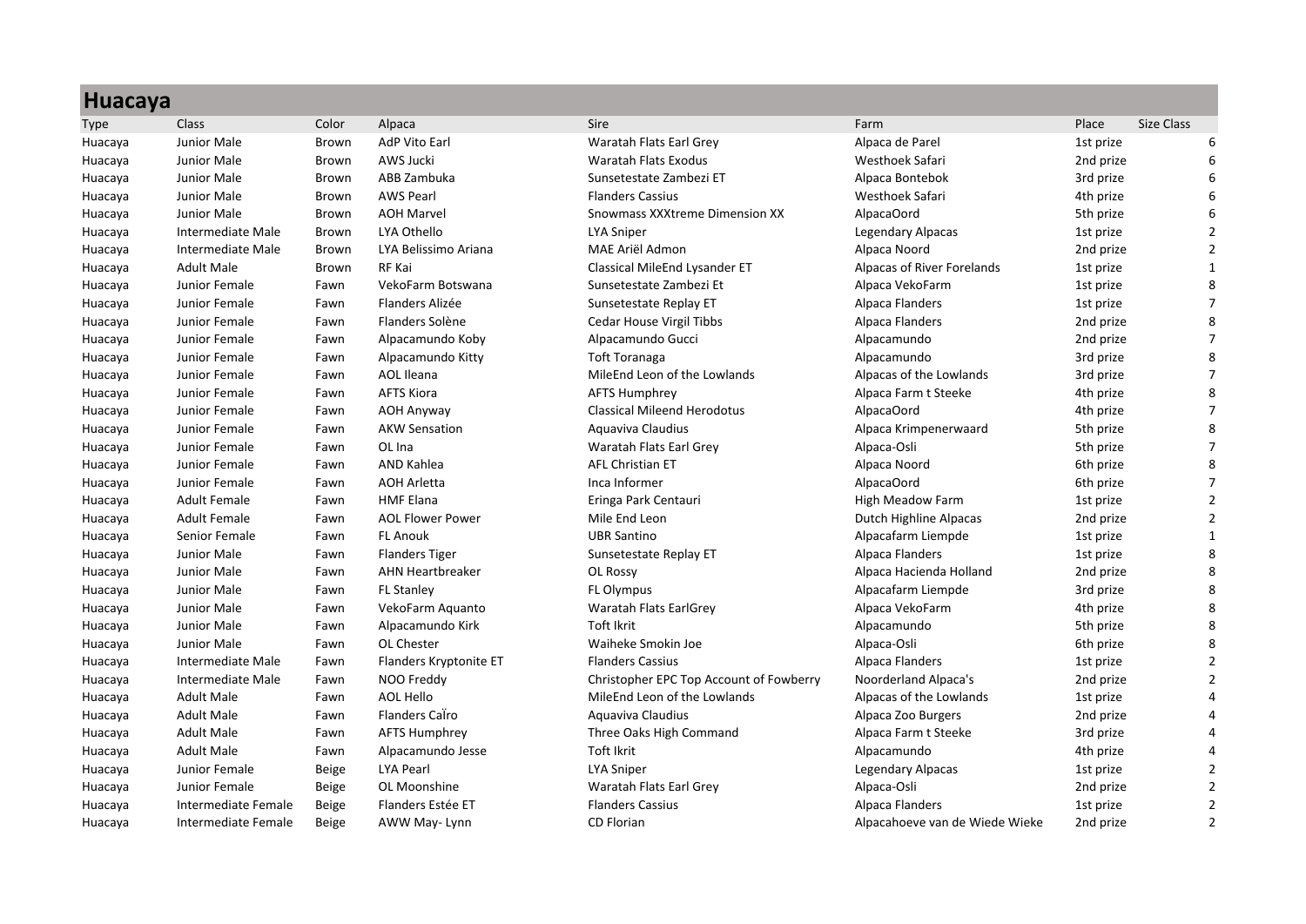# Huacaya

| Type | Class | Color | Alpaca | Sire | Farm | Place | Size Class |
|---|---|---|---|---|---|---|---|
| Huacaya | Junior Male | Brown | AdP Vito Earl | Waratah Flats Earl Grey | Alpaca de Parel | 1st prize | 6 |
| Huacaya | Junior Male | Brown | AWS Jucki | Waratah Flats Exodus | Westhoek Safari | 2nd prize | 6 |
| Huacaya | Junior Male | Brown | ABB Zambuka | Sunsetestate Zambezi ET | Alpaca Bontebok | 3rd prize | 6 |
| Huacaya | Junior Male | Brown | AWS Pearl | Flanders Cassius | Westhoek Safari | 4th prize | 6 |
| Huacaya | Junior Male | Brown | AOH Marvel | Snowmass XXXtreme Dimension XX | AlpacaOord | 5th prize | 6 |
| Huacaya | Intermediate Male | Brown | LYA Othello | LYA Sniper | Legendary Alpacas | 1st prize | 2 |
| Huacaya | Intermediate Male | Brown | LYA Belissimo Ariana | MAE Ariël Admon | Alpaca Noord | 2nd prize | 2 |
| Huacaya | Adult Male | Brown | RF Kai | Classical MileEnd Lysander ET | Alpacas of River Forelands | 1st prize | 1 |
| Huacaya | Junior Female | Fawn | VekoFarm Botswana | Sunsetestate Zambezi Et | Alpaca VekoFarm | 1st prize | 8 |
| Huacaya | Junior Female | Fawn | Flanders Alizée | Sunsetestate Replay ET | Alpaca Flanders | 1st prize | 7 |
| Huacaya | Junior Female | Fawn | Flanders Solène | Cedar House Virgil Tibbs | Alpaca Flanders | 2nd prize | 8 |
| Huacaya | Junior Female | Fawn | Alpacamundo Koby | Alpacamundo Gucci | Alpacamundo | 2nd prize | 7 |
| Huacaya | Junior Female | Fawn | Alpacamundo Kitty | Toft Toranaga | Alpacamundo | 3rd prize | 8 |
| Huacaya | Junior Female | Fawn | AOL Ileana | MileEnd Leon of the Lowlands | Alpacas of the Lowlands | 3rd prize | 7 |
| Huacaya | Junior Female | Fawn | AFTS Kiora | AFTS Humphrey | Alpaca Farm t Steeke | 4th prize | 8 |
| Huacaya | Junior Female | Fawn | AOH Anyway | Classical Mileend Herodotus | AlpacaOord | 4th prize | 7 |
| Huacaya | Junior Female | Fawn | AKW Sensation | Aquaviva Claudius | Alpaca Krimpenerwaard | 5th prize | 8 |
| Huacaya | Junior Female | Fawn | OL Ina | Waratah Flats Earl Grey | Alpaca-Osli | 5th prize | 7 |
| Huacaya | Junior Female | Fawn | AND Kahlea | AFL Christian ET | Alpaca Noord | 6th prize | 8 |
| Huacaya | Junior Female | Fawn | AOH Arletta | Inca Informer | AlpacaOord | 6th prize | 7 |
| Huacaya | Adult Female | Fawn | HMF Elana | Eringa Park Centauri | High Meadow Farm | 1st prize | 2 |
| Huacaya | Adult Female | Fawn | AOL Flower Power | Mile End Leon | Dutch Highline Alpacas | 2nd prize | 2 |
| Huacaya | Senior Female | Fawn | FL Anouk | UBR Santino | Alpacafarm Liempde | 1st prize | 1 |
| Huacaya | Junior Male | Fawn | Flanders Tiger | Sunsetestate Replay ET | Alpaca Flanders | 1st prize | 8 |
| Huacaya | Junior Male | Fawn | AHN Heartbreaker | OL Rossy | Alpaca Hacienda Holland | 2nd prize | 8 |
| Huacaya | Junior Male | Fawn | FL Stanley | FL Olympus | Alpacafarm Liempde | 3rd prize | 8 |
| Huacaya | Junior Male | Fawn | VekoFarm Aquanto | Waratah Flats EarlGrey | Alpaca VekoFarm | 4th prize | 8 |
| Huacaya | Junior Male | Fawn | Alpacamundo Kirk | Toft Ikrit | Alpacamundo | 5th prize | 8 |
| Huacaya | Junior Male | Fawn | OL Chester | Waiheke Smokin Joe | Alpaca-Osli | 6th prize | 8 |
| Huacaya | Intermediate Male | Fawn | Flanders Kryptonite ET | Flanders Cassius | Alpaca Flanders | 1st prize | 2 |
| Huacaya | Intermediate Male | Fawn | NOO Freddy | Christopher EPC Top Account of Fowberry | Noorderland Alpaca's | 2nd prize | 2 |
| Huacaya | Adult Male | Fawn | AOL Hello | MileEnd Leon of the Lowlands | Alpacas of the Lowlands | 1st prize | 4 |
| Huacaya | Adult Male | Fawn | Flanders CaÏro | Aquaviva Claudius | Alpaca Zoo Burgers | 2nd prize | 4 |
| Huacaya | Adult Male | Fawn | AFTS Humphrey | Three Oaks High Command | Alpaca Farm t Steeke | 3rd prize | 4 |
| Huacaya | Adult Male | Fawn | Alpacamundo Jesse | Toft Ikrit | Alpacamundo | 4th prize | 4 |
| Huacaya | Junior Female | Beige | LYA Pearl | LYA Sniper | Legendary Alpacas | 1st prize | 2 |
| Huacaya | Junior Female | Beige | OL Moonshine | Waratah Flats Earl Grey | Alpaca-Osli | 2nd prize | 2 |
| Huacaya | Intermediate Female | Beige | Flanders Estée ET | Flanders Cassius | Alpaca Flanders | 1st prize | 2 |
| Huacaya | Intermediate Female | Beige | AWW May- Lynn | CD Florian | Alpacahoeve van de Wiede Wieke | 2nd prize | 2 |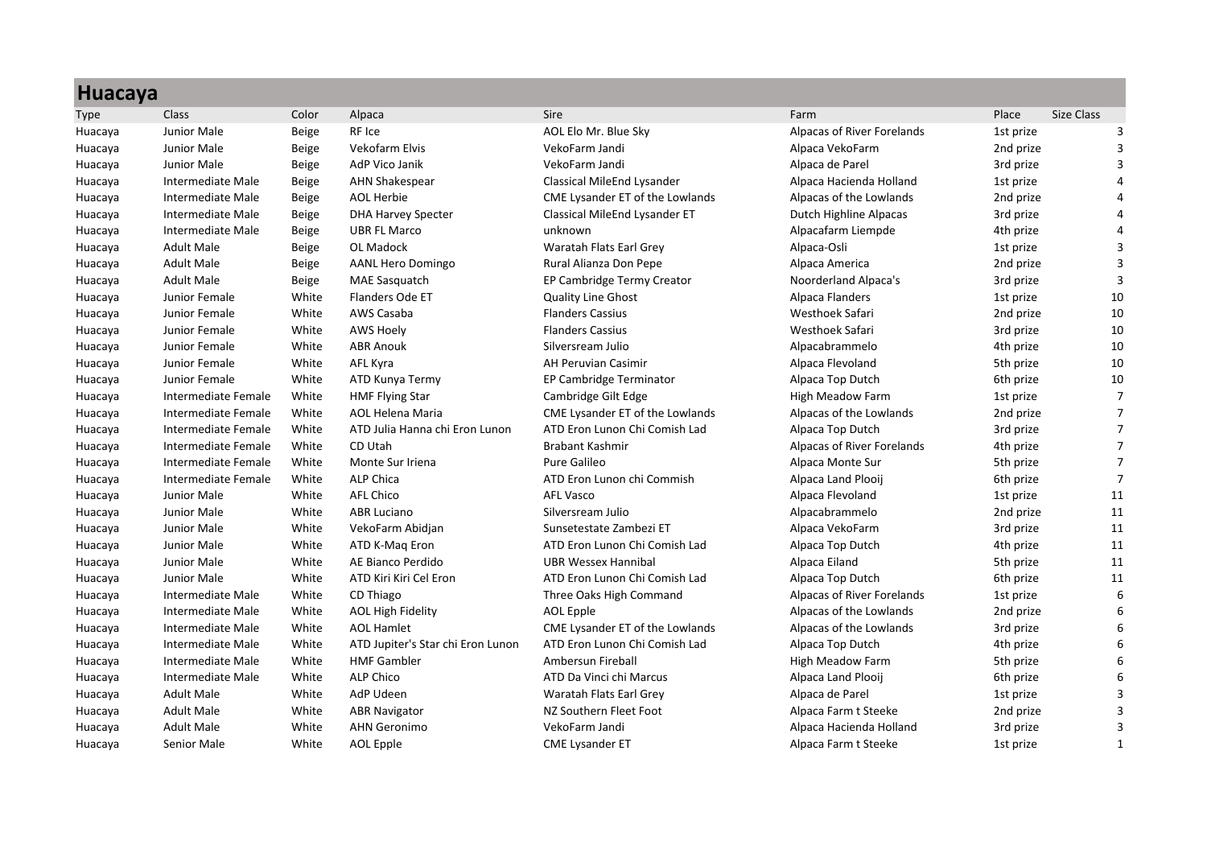# Huacaya

| Type | Class | Color | Alpaca | Sire | Farm | Place | Size Class |
|---|---|---|---|---|---|---|---|
| Huacaya | Junior Male | Beige | RF Ice | AOL Elo Mr. Blue Sky | Alpacas of River Forelands | 1st prize | 3 |
| Huacaya | Junior Male | Beige | Vekofarm Elvis | VekoFarm Jandi | Alpaca VekoFarm | 2nd prize | 3 |
| Huacaya | Junior Male | Beige | AdP Vico Janik | VekoFarm Jandi | Alpaca de Parel | 3rd prize | 3 |
| Huacaya | Intermediate Male | Beige | AHN Shakespear | Classical MileEnd Lysander | Alpaca Hacienda Holland | 1st prize | 4 |
| Huacaya | Intermediate Male | Beige | AOL Herbie | CME Lysander ET of the Lowlands | Alpacas of the Lowlands | 2nd prize | 4 |
| Huacaya | Intermediate Male | Beige | DHA Harvey Specter | Classical MileEnd Lysander ET | Dutch Highline Alpacas | 3rd prize | 4 |
| Huacaya | Intermediate Male | Beige | UBR FL Marco | unknown | Alpacafarm Liempde | 4th prize | 4 |
| Huacaya | Adult Male | Beige | OL Madock | Waratah Flats Earl Grey | Alpaca-Osli | 1st prize | 3 |
| Huacaya | Adult Male | Beige | AANL Hero Domingo | Rural Alianza Don Pepe | Alpaca America | 2nd prize | 3 |
| Huacaya | Adult Male | Beige | MAE Sasquatch | EP Cambridge Termy Creator | Noorderland Alpaca's | 3rd prize | 3 |
| Huacaya | Junior Female | White | Flanders Ode ET | Quality Line Ghost | Alpaca Flanders | 1st prize | 10 |
| Huacaya | Junior Female | White | AWS Casaba | Flanders Cassius | Westhoek Safari | 2nd prize | 10 |
| Huacaya | Junior Female | White | AWS Hoely | Flanders Cassius | Westhoek Safari | 3rd prize | 10 |
| Huacaya | Junior Female | White | ABR Anouk | Silversream Julio | Alpacabrammelo | 4th prize | 10 |
| Huacaya | Junior Female | White | AFL Kyra | AH Peruvian Casimir | Alpaca Flevoland | 5th prize | 10 |
| Huacaya | Junior Female | White | ATD Kunya Termy | EP Cambridge Terminator | Alpaca Top Dutch | 6th prize | 10 |
| Huacaya | Intermediate Female | White | HMF Flying Star | Cambridge Gilt Edge | High Meadow Farm | 1st prize | 7 |
| Huacaya | Intermediate Female | White | AOL Helena Maria | CME Lysander ET of the Lowlands | Alpacas of the Lowlands | 2nd prize | 7 |
| Huacaya | Intermediate Female | White | ATD Julia Hanna chi Eron Lunon | ATD Eron Lunon Chi Comish Lad | Alpaca Top Dutch | 3rd prize | 7 |
| Huacaya | Intermediate Female | White | CD Utah | Brabant Kashmir | Alpacas of River Forelands | 4th prize | 7 |
| Huacaya | Intermediate Female | White | Monte Sur Iriena | Pure Galileo | Alpaca Monte Sur | 5th prize | 7 |
| Huacaya | Intermediate Female | White | ALP Chica | ATD Eron Lunon chi Commish | Alpaca Land Plooij | 6th prize | 7 |
| Huacaya | Junior Male | White | AFL Chico | AFL Vasco | Alpaca Flevoland | 1st prize | 11 |
| Huacaya | Junior Male | White | ABR Luciano | Silversream Julio | Alpacabrammelo | 2nd prize | 11 |
| Huacaya | Junior Male | White | VekoFarm Abidjan | Sunsetestate Zambezi ET | Alpaca VekoFarm | 3rd prize | 11 |
| Huacaya | Junior Male | White | ATD K-Maq Eron | ATD Eron Lunon Chi Comish Lad | Alpaca Top Dutch | 4th prize | 11 |
| Huacaya | Junior Male | White | AE Bianco Perdido | UBR Wessex Hannibal | Alpaca Eiland | 5th prize | 11 |
| Huacaya | Junior Male | White | ATD Kiri Kiri Cel Eron | ATD Eron Lunon Chi Comish Lad | Alpaca Top Dutch | 6th prize | 11 |
| Huacaya | Intermediate Male | White | CD Thiago | Three Oaks High Command | Alpacas of River Forelands | 1st prize | 6 |
| Huacaya | Intermediate Male | White | AOL High Fidelity | AOL Epple | Alpacas of the Lowlands | 2nd prize | 6 |
| Huacaya | Intermediate Male | White | AOL Hamlet | CME Lysander ET of the Lowlands | Alpacas of the Lowlands | 3rd prize | 6 |
| Huacaya | Intermediate Male | White | ATD Jupiter's Star chi Eron Lunon | ATD Eron Lunon Chi Comish Lad | Alpaca Top Dutch | 4th prize | 6 |
| Huacaya | Intermediate Male | White | HMF Gambler | Ambersun Fireball | High Meadow Farm | 5th prize | 6 |
| Huacaya | Intermediate Male | White | ALP Chico | ATD Da Vinci chi Marcus | Alpaca Land Plooij | 6th prize | 6 |
| Huacaya | Adult Male | White | AdP Udeen | Waratah Flats Earl Grey | Alpaca de Parel | 1st prize | 3 |
| Huacaya | Adult Male | White | ABR Navigator | NZ Southern Fleet Foot | Alpaca Farm t Steeke | 2nd prize | 3 |
| Huacaya | Adult Male | White | AHN Geronimo | VekoFarm Jandi | Alpaca Hacienda Holland | 3rd prize | 3 |
| Huacaya | Senior Male | White | AOL Epple | CME Lysander ET | Alpaca Farm t Steeke | 1st prize | 1 |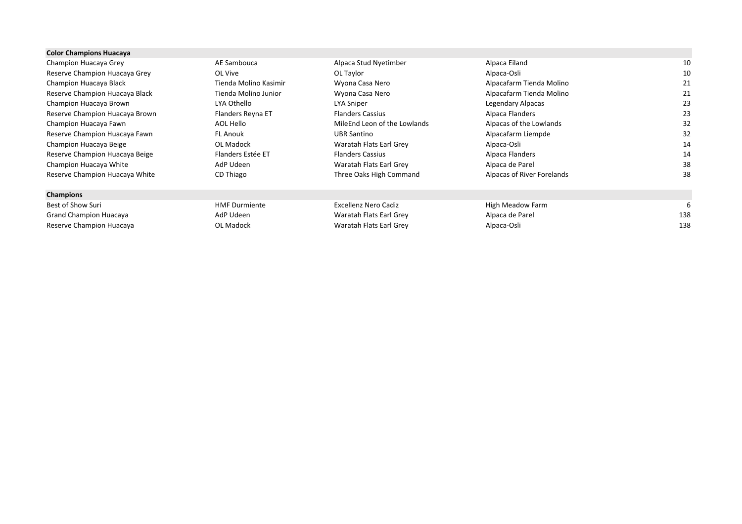**Color Champions Huacaya**

| | | | | |
|---|---|---|---|---|
| Champion Huacaya Grey | AE Sambouca | Alpaca Stud Nyetimber | Alpaca Eiland | 10 |
| Reserve Champion Huacaya Grey | OL Vive | OL Taylor | Alpaca-Osli | 10 |
| Champion Huacaya Black | Tienda Molino Kasimir | Wyona Casa Nero | Alpacafarm Tienda Molino | 21 |
| Reserve Champion Huacaya Black | Tienda Molino Junior | Wyona Casa Nero | Alpacafarm Tienda Molino | 21 |
| Champion Huacaya Brown | LYA Othello | LYA Sniper | Legendary Alpacas | 23 |
| Reserve Champion Huacaya Brown | Flanders Reyna ET | Flanders Cassius | Alpaca Flanders | 23 |
| Champion Huacaya Fawn | AOL Hello | MileEnd Leon of the Lowlands | Alpacas of the Lowlands | 32 |
| Reserve Champion Huacaya Fawn | FL Anouk | UBR Santino | Alpacafarm Liempde | 32 |
| Champion Huacaya Beige | OL Madock | Waratah Flats Earl Grey | Alpaca-Osli | 14 |
| Reserve Champion Huacaya Beige | Flanders Estée ET | Flanders Cassius | Alpaca Flanders | 14 |
| Champion Huacaya White | AdP Udeen | Waratah Flats Earl Grey | Alpaca de Parel | 38 |
| Reserve Champion Huacaya White | CD Thiago | Three Oaks High Command | Alpacas of River Forelands | 38 |

**Champions**

| | | | | |
|---|---|---|---|---|
| Best of Show Suri | HMF Durmiente | Excellenz Nero Cadiz | High Meadow Farm | 6 |
| Grand Champion Huacaya | AdP Udeen | Waratah Flats Earl Grey | Alpaca de Parel | 138 |
| Reserve Champion Huacaya | OL Madock | Waratah Flats Earl Grey | Alpaca-Osli | 138 |